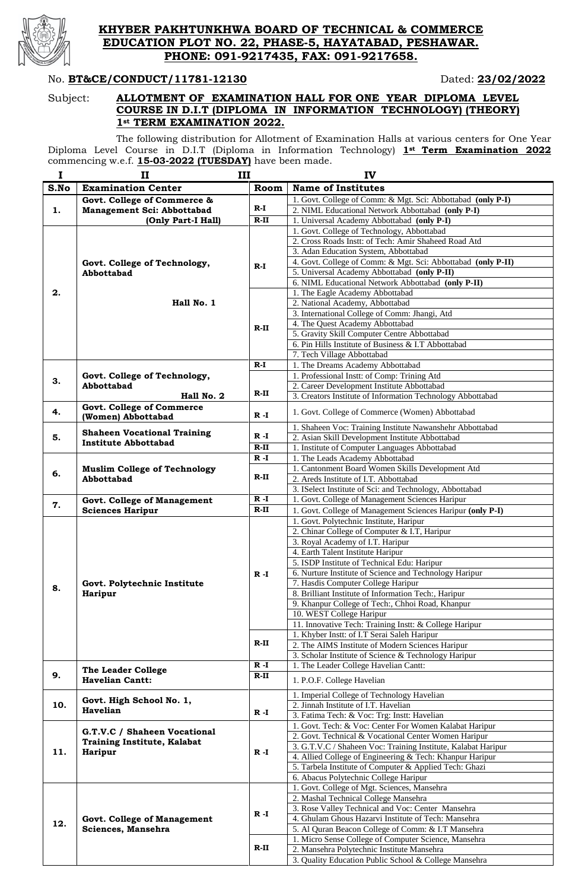# KHYBER PAKHTUNKHWA BOARD OF TECHNICAL & COMMERCE EDUCATION PLOT NO. 22, PHASE-5, HAYATABAD, PESHAWAR.
## PHONE: 091-9217435, FAX: 091-9217658.

No. **BT&CE/CONDUCT/11781-12130** Dated: **23/02/2022**

Subject: **ALLOTMENT OF EXAMINATION HALL FOR ONE YEAR DIPLOMA LEVEL COURSE IN D.I.T (DIPLOMA IN INFORMATION TECHNOLOGY) (THEORY) 1st TERM EXAMINATION 2022.**

The following distribution for Allotment of Examination Halls at various centers for One Year Diploma Level Course in D.I.T (Diploma in Information Technology) **1st Term Examination 2022** commencing w.e.f. **15-03-2022 (TUESDAY)** have been made.

| I | II | III | IV |
|---|---|---|---|
| **S.No** | **Examination Center** | **Room** | **Name of Institutes** |
| **1.** | **Govt. College of Commerce & Management Sci: Abbottabad (Only Part-I Hall)** | **R-I** | 1. Govt. College of Comm: & Mgt. Sci: Abbottabad **(only P-I)** |
| | | | 2. NIML Educational Network Abbottabad **(only P-I)** |
| | | **R-II** | 1. Universal Academy Abbottabad **(only P-I)** |
| **2.** | **Govt. College of Technology, Abbottabad Hall No. 1** | **R-I** | 1. Govt. College of Technology, Abbottabad |
| | | | 2. Cross Roads Instt: of Tech: Amir Shaheed Road Atd |
| | | | 3. Adan Education System, Abbottabad |
| | | | 4. Govt. College of Comm: & Mgt. Sci: Abbottabad **(only P-II)** |
| | | | 5. Universal Academy Abbottabad **(only P-II)** |
| | | | 6. NIML Educational Network Abbottabad **(only P-II)** |
| | | **R-II** | 1. The Eagle Academy Abbottabad |
| | | | 2. National Academy, Abbottabad |
| | | | 3. International College of Comm: Jhangi, Atd |
| | | | 4. The Quest Academy Abbottabad |
| | | | 5. Gravity Skill Computer Centre Abbottabad |
| | | | 6. Pin Hills Institute of Business & I.T Abbottabad |
| | | | 7. Tech Village Abbottabad |
| **3.** | **Govt. College of Technology, Abbottabad Hall No. 2** | **R-I** | 1. The Dreams Academy Abbottabad |
| | | **R-II** | 1. Professional Instt: of Comp: Trining Atd |
| | | | 2. Career Development Institute Abbottabad |
| | | | 3. Creators Institute of Information Technology Abbottabad |
| **4.** | **Govt. College of Commerce (Women) Abbottabad** | **R -I** | 1. Govt. College of Commerce (Women) Abbottabad |
| **5.** | **Shaheen Vocational Training Institute Abbottabad** | **R -I** | 1. Shaheen Voc: Training Institute Nawanshehr Abbottabad |
| | | | 2. Asian Skill Development Institute Abbottabad |
| | | **R-II** | 1. Institute of Computer Languages Abbottabad |
| **6.** | **Muslim College of Technology Abbottabad** | **R -I** | 1. The Leads Academy Abbottabad |
| | | **R-II** | 1. Cantonment Board Women Skills Development Atd |
| | | | 2. Areds Institute of I.T. Abbottabad |
| | | | 3. ISelect Institute of Sci: and Technology, Abbottabad |
| **7.** | **Govt. College of Management Sciences Haripur** | **R -I** | 1. Govt. College of Management Sciences Haripur |
| | | **R-II** | 1. Govt. College of Management Sciences Haripur **(only P-I)** |
| **8.** | **Govt. Polytechnic Institute Haripur** | **R -I** | 1. Govt. Polytechnic Institute, Haripur |
| | | | 2. Chinar College of Computer & I.T, Haripur |
| | | | 3. Royal Academy of I.T. Haripur |
| | | | 4. Earth Talent Institute Haripur |
| | | | 5. ISDP Institute of Technical Edu: Haripur |
| | | | 6. Nurture Institute of Science and Technology Haripur |
| | | | 7. Hasdis Computer College Haripur |
| | | | 8. Brilliant Institute of Information Tech:, Haripur |
| | | | 9. Khanpur College of Tech:, Chhoi Road, Khanpur |
| | | | 10. WEST College Haripur |
| | | | 11. Innovative Tech: Training Instt: & College Haripur |
| | | **R-II** | 1. Khyber Instt: of I.T Serai Saleh Haripur |
| | | | 2. The AIMS Institute of Modern Sciences Haripur |
| | | | 3. Scholar Institute of Science & Technology Haripur |
| **9.** | **The Leader College Havelian Cantt:** | **R -I** | 1. The Leader College Havelian Cantt: |
| | | **R-II** | 1. P.O.F. College Havelian |
| **10.** | **Govt. High School No. 1, Havelian** | **R -I** | 1. Imperial College of Technology Havelian |
| | | | 2. Jinnah Institute of I.T. Havelian |
| | | | 3. Fatima Tech: & Voc: Trg: Instt: Havelian |
| **11.** | **G.T.V.C / Shaheen Vocational Training Institute, Kalabat Haripur** | **R -I** | 1. Govt. Tech: & Voc: Center For Women Kalabat Haripur |
| | | | 2. Govt. Technical & Vocational Center Women Haripur |
| | | | 3. G.T.V.C / Shaheen Voc: Training Institute, Kalabat Haripur |
| | | | 4. Allied College of Engineering & Tech: Khanpur Haripur |
| | | | 5. Tarbela Institute of Computer & Applied Tech: Ghazi |
| | | | 6. Abacus Polytechnic College Haripur |
| **12.** | **Govt. College of Management Sciences, Mansehra** | **R -I** | 1. Govt. College of Mgt. Sciences, Mansehra |
| | | | 2. Mashal Technical College Mansehra |
| | | | 3. Rose Valley Technical and Voc: Center Mansehra |
| | | | 4. Ghulam Ghous Hazarvi Institute of Tech: Mansehra |
| | | | 5. Al Quran Beacon College of Comm: & I.T Mansehra |
| | | **R-II** | 1. Micro Sense College of Computer Science, Mansehra |
| | | | 2. Mansehra Polytechnic Institute Mansehra |
| | | | 3. Quality Education Public School & College Mansehra |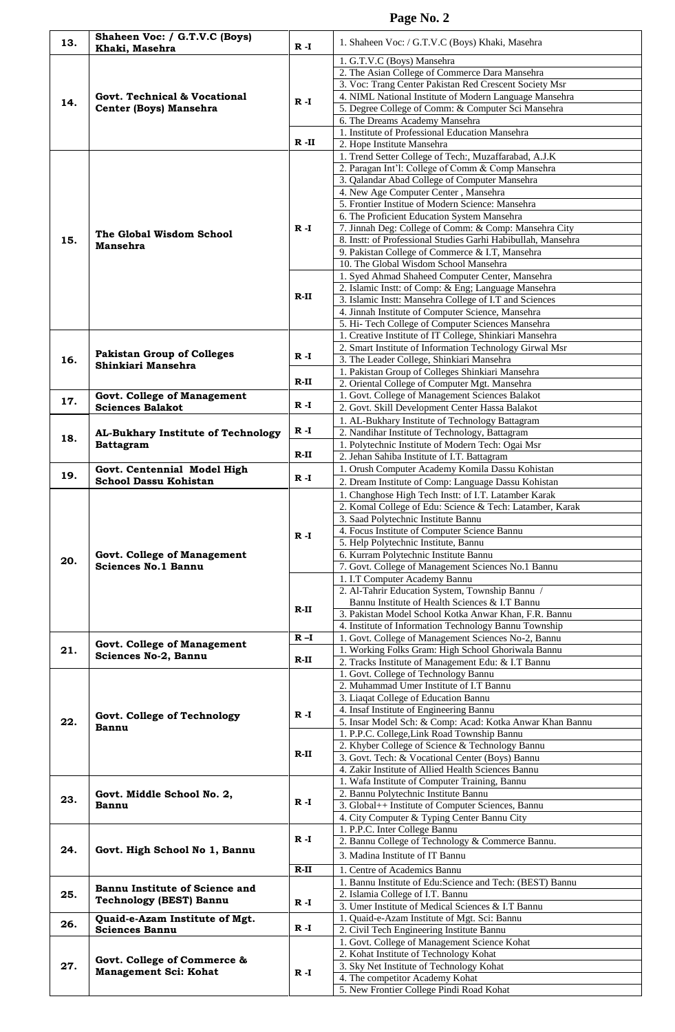| | | | |
|---|---|---|---|
| 13. | Shaheen Voc: / G.T.V.C (Boys) Khaki, Masehra | R -I | 1. Shaheen Voc: / G.T.V.C (Boys) Khaki, Masehra |
| 14. | Govt. Technical & Vocational Center (Boys) Mansehra | R -I | 1. G.T.V.C (Boys) Mansehra |
| | | | 2. The Asian College of Commerce Dara Mansehra |
| | | | 3. Voc: Trang Center Pakistan Red Crescent Society Msr |
| | | | 4. NIML National Institute of Modern Language Mansehra |
| | | | 5. Degree College of Comm: & Computer Sci Mansehra |
| | | | 6. The Dreams Academy Mansehra |
| | | R -II | 1. Institute of Professional Education Mansehra |
| | | | 2. Hope Institute Mansehra |
| 15. | The Global Wisdom School Mansehra | R -I | 1. Trend Setter College of Tech:, Muzaffarabad, A.J.K |
| | | | 2. Paragan Int'l: College of Comm & Comp Mansehra |
| | | | 3. Qalandar Abad College of Computer Mansehra |
| | | | 4. New Age Computer Center , Mansehra |
| | | | 5. Frontier Institue of Modern Science: Mansehra |
| | | | 6. The Proficient Education System Mansehra |
| | | | 7. Jinnah Deg: College of Comm: & Comp: Mansehra City |
| | | | 8. Instt: of Professional Studies Garhi Habibullah, Mansehra |
| | | | 9. Pakistan College of Commerce & I.T, Mansehra |
| | | | 10. The Global Wisdom School Mansehra |
| | | R-II | 1. Syed Ahmad Shaheed Computer Center, Mansehra |
| | | | 2. Islamic Instt: of Comp: & Eng; Language Mansehra |
| | | | 3. Islamic Instt: Mansehra College of I.T and Sciences |
| | | | 4. Jinnah Institute of Computer Science, Mansehra |
| | | | 5. Hi- Tech College of Computer Sciences Mansehra |
| 16. | Pakistan Group of Colleges Shinkiari Mansehra | R -I | 1. Creative Institute of IT College, Shinkiari Mansehra |
| | | | 2. Smart Institute of Information Technology Girwal Msr |
| | | | 3. The Leader College, Shinkiari Mansehra |
| | | R-II | 1. Pakistan Group of Colleges Shinkiari Mansehra |
| | | | 2. Oriental College of Computer Mgt. Mansehra |
| 17. | Govt. College of Management Sciences Balakot | R -I | 1. Govt. College of Management Sciences Balakot |
| | | | 2. Govt. Skill Development Center Hassa Balakot |
| 18. | AL-Bukhary Institute of Technology Battagram | R -I | 1. AL-Bukhary Institute of Technology Battagram |
| | | | 2. Nandihar Institute of Technology, Battagram |
| | | R-II | 1. Polytechnic Institute of Modern Tech: Ogai Msr |
| | | | 2. Jehan Sahiba Institute of I.T. Battagram |
| 19. | Govt. Centennial Model High School Dassu Kohistan | R -I | 1. Orush Computer Academy Komila Dassu Kohistan |
| | | | 2. Dream Institute of Comp: Language Dassu Kohistan |
| 20. | Govt. College of Management Sciences No.1 Bannu | R -I | 1. Changhose High Tech Instt: of I.T. Latamber Karak |
| | | | 2. Komal College of Edu: Science & Tech: Latamber, Karak |
| | | | 3. Saad Polytechnic Institute Bannu |
| | | | 4. Focus Institute of Computer Science Bannu |
| | | | 5. Help Polytechnic Institute, Bannu |
| | | | 6. Kurram Polytechnic Institute Bannu |
| | | | 7. Govt. College of Management Sciences No.1 Bannu |
| | | R-II | 1. I.T Computer Academy Bannu |
| | | | 2. Al-Tahrir Education System, Township Bannu / Bannu Institute of Health Sciences & I.T Bannu |
| | | | 3. Pakistan Model School Kotka Anwar Khan, F.R. Bannu |
| | | | 4. Institute of Information Technology Bannu Township |
| 21. | Govt. College of Management Sciences No-2, Bannu | R –I | 1. Govt. College of Management Sciences No-2, Bannu |
| | | R-II | 1. Working Folks Gram: High School Ghoriwala Bannu |
| | | | 2. Tracks Institute of Management Edu: & I.T Bannu |
| 22. | Govt. College of Technology Bannu | R -I | 1. Govt. College of Technology Bannu |
| | | | 2. Muhammad Umer Institute of I.T Bannu |
| | | | 3. Liaqat College of Education Bannu |
| | | | 4. Insaf Institute of Engineering Bannu |
| | | | 5. Insar Model Sch: & Comp: Acad: Kotka Anwar Khan Bannu |
| | | R-II | 1. P.P.C. College,Link Road Township Bannu |
| | | | 2. Khyber College of Science & Technology Bannu |
| | | | 3. Govt. Tech: & Vocational Center (Boys) Bannu |
| | | | 4. Zakir Institute of Allied Health Sciences Bannu |
| 23. | Govt. Middle School No. 2, Bannu | R -I | 1. Wafa Institute of Computer Training, Bannu |
| | | | 2. Bannu Polytechnic Institute Bannu |
| | | | 3. Global++ Institute of Computer Sciences, Bannu |
| | | | 4. City Computer & Typing Center Bannu City |
| 24. | Govt. High School No 1, Bannu | R -I | 1. P.P.C. Inter College Bannu |
| | | | 2. Bannu College of Technology & Commerce Bannu. |
| | | | 3. Madina Institute of IT Bannu |
| | | R-II | 1. Centre of Academics Bannu |
| 25. | Bannu Institute of Science and Technology (BEST) Bannu | R -I | 1. Bannu Institute of Edu:Science and Tech: (BEST) Bannu |
| | | | 2. Islamia College of I.T. Bannu |
| | | | 3. Umer Institute of Medical Sciences & I.T Bannu |
| 26. | Quaid-e-Azam Institute of Mgt. Sciences Bannu | R -I | 1. Quaid-e-Azam Institute of Mgt. Sci: Bannu |
| | | | 2. Civil Tech Engineering Institute Bannu |
| 27. | Govt. College of Commerce & Management Sci: Kohat | R -I | 1. Govt. College of Management Science Kohat |
| | | | 2. Kohat Institute of Technology Kohat |
| | | | 3. Sky Net Institute of Technology Kohat |
| | | | 4. The competitor Academy Kohat |
| | | | 5. New Frontier College Pindi Road Kohat |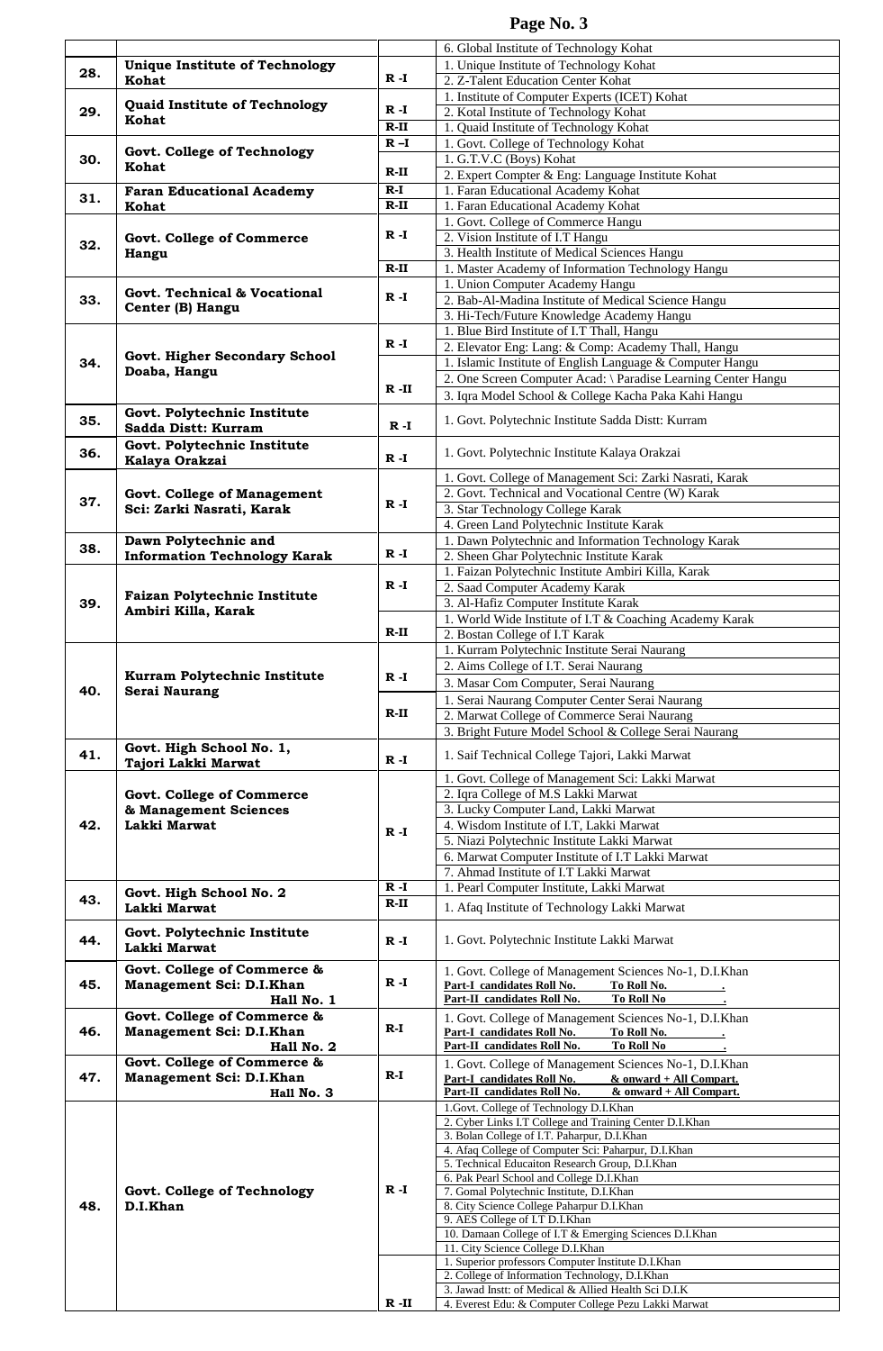| | | | |
|---|---|---|---|
| | | | 6. Global Institute of Technology Kohat |
| **28.** | **Unique Institute of Technology Kohat** | **R -I** | 1. Unique Institute of Technology Kohat |
| | | | 2. Z-Talent Education Center Kohat |
| **29.** | **Quaid Institute of Technology Kohat** | **R -I** | 1. Institute of Computer Experts (ICET) Kohat |
| | | | 2. Kotal Institute of Technology Kohat |
| | | **R-II** | 1. Quaid Institute of Technology Kohat |
| **30.** | **Govt. College of Technology Kohat** | **R –I** | 1. Govt. College of Technology Kohat |
| | | **R-II** | 1. G.T.V.C (Boys) Kohat |
| | | | 2. Expert Compter & Eng: Language Institute Kohat |
| **31.** | **Faran Educational Academy Kohat** | **R-I** | 1. Faran Educational Academy Kohat |
| | | **R-II** | 1. Faran Educational Academy Kohat |
| **32.** | **Govt. College of Commerce Hangu** | **R -I** | 1. Govt. College of Commerce Hangu |
| | | | 2. Vision Institute of I.T Hangu |
| | | | 3. Health Institute of Medical Sciences Hangu |
| | | **R-II** | 1. Master Academy of Information Technology Hangu |
| **33.** | **Govt. Technical & Vocational Center (B) Hangu** | **R -I** | 1. Union Computer Academy Hangu |
| | | | 2. Bab-Al-Madina Institute of Medical Science Hangu |
| | | | 3. Hi-Tech/Future Knowledge Academy Hangu |
| **34.** | **Govt. Higher Secondary School Doaba, Hangu** | **R -I** | 1. Blue Bird Institute of I.T Thall, Hangu |
| | | | 2. Elevator Eng: Lang: & Comp: Academy Thall, Hangu |
| | | **R -II** | 1. Islamic Institute of English Language & Computer Hangu |
| | | | 2. One Screen Computer Acad: \ Paradise Learning Center Hangu |
| | | | 3. Iqra Model School & College Kacha Paka Kahi Hangu |
| **35.** | **Govt. Polytechnic Institute Sadda Distt: Kurram** | **R -I** | 1. Govt. Polytechnic Institute Sadda Distt: Kurram |
| **36.** | **Govt. Polytechnic Institute Kalaya Orakzai** | **R -I** | 1. Govt. Polytechnic Institute Kalaya Orakzai |
| **37.** | **Govt. College of Management Sci: Zarki Nasrati, Karak** | **R -I** | 1. Govt. College of Management Sci: Zarki Nasrati, Karak |
| | | | 2. Govt. Technical and Vocational Centre (W) Karak |
| | | | 3. Star Technology College Karak |
| | | | 4. Green Land Polytechnic Institute Karak |
| **38.** | **Dawn Polytechnic and Information Technology Karak** | **R -I** | 1. Dawn Polytechnic and Information Technology Karak |
| | | | 2. Sheen Ghar Polytechnic Institute Karak |
| **39.** | **Faizan Polytechnic Institute Ambiri Killa, Karak** | **R -I** | 1. Faizan Polytechnic Institute Ambiri Killa, Karak |
| | | | 2. Saad Computer Academy Karak |
| | | | 3. Al-Hafiz Computer Institute Karak |
| | | **R-II** | 1. World Wide Institute of I.T & Coaching Academy Karak |
| | | | 2. Bostan College of I.T Karak |
| **40.** | **Kurram Polytechnic Institute Serai Naurang** | **R -I** | 1. Kurram Polytechnic Institute Serai Naurang |
| | | | 2. Aims College of I.T. Serai Naurang |
| | | | 3. Masar Com Computer, Serai Naurang |
| | | **R-II** | 1. Serai Naurang Computer Center Serai Naurang |
| | | | 2. Marwat College of Commerce Serai Naurang |
| | | | 3. Bright Future Model School & College Serai Naurang |
| **41.** | **Govt. High School No. 1, Tajori Lakki Marwat** | **R -I** | 1. Saif Technical College Tajori, Lakki Marwat |
| **42.** | **Govt. College of Commerce & Management Sciences Lakki Marwat** | **R -I** | 1. Govt. College of Management Sci: Lakki Marwat |
| | | | 2. Iqra College of M.S Lakki Marwat |
| | | | 3. Lucky Computer Land, Lakki Marwat |
| | | | 4. Wisdom Institute of I.T, Lakki Marwat |
| | | | 5. Niazi Polytechnic Institute Lakki Marwat |
| | | | 6. Marwat Computer Institute of I.T Lakki Marwat |
| | | | 7. Ahmad Institute of I.T Lakki Marwat |
| **43.** | **Govt. High School No. 2 Lakki Marwat** | **R -I** | 1. Pearl Computer Institute, Lakki Marwat |
| | | **R-II** | 1. Afaq Institute of Technology Lakki Marwat |
| **44.** | **Govt. Polytechnic Institute Lakki Marwat** | **R -I** | 1. Govt. Polytechnic Institute Lakki Marwat |
| **45.** | **Govt. College of Commerce & Management Sci: D.I.Khan Hall No. 1** | **R -I** | 1. Govt. College of Management Sciences No-1, D.I.Khan<br>**Part-I candidates Roll No. To Roll No. .**<br>**Part-II candidates Roll No. To Roll No .** |
| **46.** | **Govt. College of Commerce & Management Sci: D.I.Khan Hall No. 2** | **R-I** | 1. Govt. College of Management Sciences No-1, D.I.Khan<br>**Part-I candidates Roll No. To Roll No. .**<br>**Part-II candidates Roll No. To Roll No .** |
| **47.** | **Govt. College of Commerce & Management Sci: D.I.Khan Hall No. 3** | **R-I** | 1. Govt. College of Management Sciences No-1, D.I.Khan<br>**Part-I candidates Roll No. & onward + All Compart.**<br>**Part-II candidates Roll No. & onward + All Compart.** |
| **48.** | **Govt. College of Technology D.I.Khan** | **R -I** | 1.Govt. College of Technology D.I.Khan |
| | | | 2. Cyber Links I.T College and Training Center D.I.Khan |
| | | | 3. Bolan College of I.T. Paharpur, D.I.Khan |
| | | | 4. Afaq College of Computer Sci: Paharpur, D.I.Khan |
| | | | 5. Technical Educaiton Research Group, D.I.Khan |
| | | | 6. Pak Pearl School and College D.I.Khan |
| | | | 7. Gomal Polytechnic Institute, D.I.Khan |
| | | | 8. City Science College Paharpur D.I.Khan |
| | | | 9. AES College of I.T D.I.Khan |
| | | | 10. Damaan College of I.T & Emerging Sciences D.I.Khan |
| | | | 11. City Science College D.I.Khan |
| | | **R -II** | 1. Superior professors Computer Institute D.I.Khan |
| | | | 2. College of Information Technology, D.I.Khan |
| | | | 3. Jawad Instt: of Medical & Allied Health Sci D.I.K |
| | | | 4. Everest Edu: & Computer College Pezu Lakki Marwat |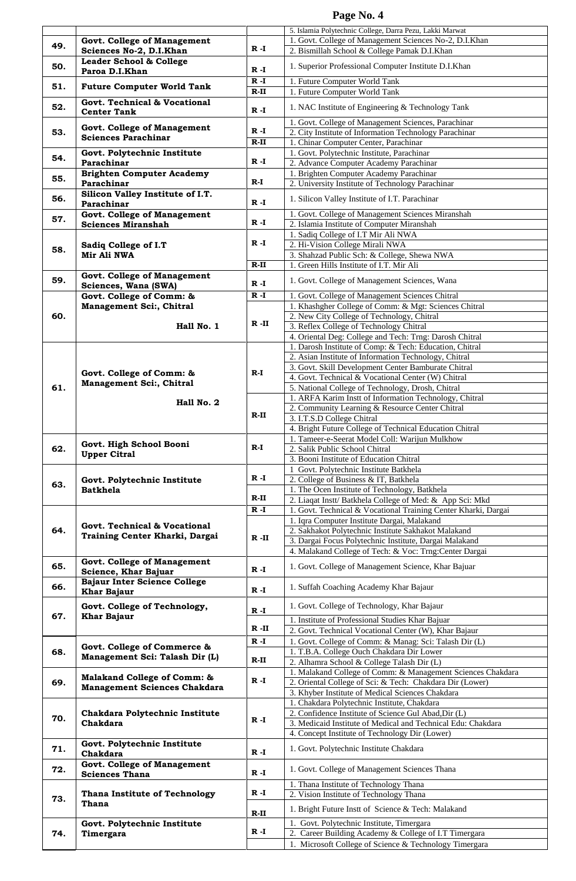| | | | |
|---|---|---|---|
| | | | 5. Islamia Polytechnic College, Darra Pezu, Lakki Marwat |
| 49. | Govt. College of Management Sciences No-2, D.I.Khan | R -I | 1. Govt. College of Management Sciences No-2, D.I.Khan |
| | | | 2. Bismillah School & College Pamak D.I.Khan |
| 50. | Leader School & College Paroa D.I.Khan | R -I | 1. Superior Professional Computer Institute D.I.Khan |
| 51. | Future Computer World Tank | R -I | 1. Future Computer World Tank |
| | | R-II | 1. Future Computer World Tank |
| 52. | Govt. Technical & Vocational Center Tank | R -I | 1. NAC Institute of Engineering & Technology Tank |
| 53. | Govt. College of Management Sciences Parachinar | R -I | 1. Govt. College of Management Sciences, Parachinar |
| | | | 2. City Institute of Information Technology Parachinar |
| | | R-II | 1. Chinar Computer Center, Parachinar |
| 54. | Govt. Polytechnic Institute Parachinar | R -I | 1. Govt. Polytechnic Institute, Parachinar |
| | | | 2. Advance Computer Academy Parachinar |
| 55. | Brighten Computer Academy Parachinar | R-I | 1. Brighten Computer Academy Parachinar |
| | | | 2. University Institute of Technology Parachinar |
| 56. | Silicon Valley Institute of I.T. Parachinar | R -I | 1. Silicon Valley Institute of I.T. Parachinar |
| 57. | Govt. College of Management Sciences Miranshah | R -I | 1. Govt. College of Management Sciences Miranshah |
| | | | 2. Islamia Institute of Computer Miranshah |
| 58. | Sadiq College of I.T Mir Ali NWA | R -I | 1. Sadiq College of I.T Mir Ali NWA |
| | | | 2. Hi-Vision College Mirali NWA |
| | | | 3. Shahzad Public Sch: & College, Shewa NWA |
| | | R-II | 1. Green Hills Institute of I.T. Mir Ali |
| 59. | Govt. College of Management Sciences, Wana (SWA) | R -I | 1. Govt. College of Management Sciences, Wana |
| 60. | Govt. College of Comm: & Management Sci:, Chitral Hall No. 1 | R -I | 1. Govt. College of Management Sciences Chitral |
| | | R -II | 1. Khashgher College of Comm: & Mgt: Sciences Chitral |
| | | | 2. New City College of Technology, Chitral |
| | | | 3. Reflex College of Technology Chitral |
| | | | 4. Oriental Deg: College and Tech: Trng: Darosh Chitral |
| 61. | Govt. College of Comm: & Management Sci:, Chitral Hall No. 2 | R-I | 1. Darosh Institute of Comp: & Tech: Education, Chitral |
| | | | 2. Asian Institute of Information Technology, Chitral |
| | | | 3. Govt. Skill Development Center Bamburate Chitral |
| | | | 4. Govt. Technical & Vocational Center (W) Chitral |
| | | | 5. National College of Technology, Drosh, Chitral |
| | | R-II | 1. ARFA Karim Instt of Information Technology, Chitral |
| | | | 2. Community Learning & Resource Center Chitral |
| | | | 3. I.T.S.D College Chitral |
| | | | 4. Bright Future College of Technical Education Chitral |
| 62. | Govt. High School Booni Upper Citral | R-I | 1. Tameer-e-Seerat Model Coll: Warijun Mulkhow |
| | | | 2. Salik Public School Chitral |
| | | | 3. Booni Institute of Education Chitral |
| 63. | Govt. Polytechnic Institute Batkhela | R -I | 1 Govt. Polytechnic Institute Batkhela |
| | | | 2. College of Business & IT, Batkhela |
| | | R-II | 1. The Ocen Institute of Technology, Batkhela |
| | | | 2. Liaqat Instt/ Batkhela College of Med: & App Sci: Mkd |
| 64. | Govt. Technical & Vocational Training Center Kharki, Dargai | R -I | 1. Govt. Technical & Vocational Training Center Kharki, Dargai |
| | | R -II | 1. Iqra Computer Institute Dargai, Malakand |
| | | | 2. Sakhakot Polytechnic Institute Sakhakot Malakand |
| | | | 3. Dargai Focus Polytechnic Institute, Dargai Malakand |
| | | | 4. Malakand College of Tech: & Voc: Trng:Center Dargai |
| 65. | Govt. College of Management Science, Khar Bajuar | R -I | 1. Govt. College of Management Science, Khar Bajuar |
| 66. | Bajaur Inter Science College Khar Bajaur | R -I | 1. Suffah Coaching Academy Khar Bajaur |
| 67. | Govt. College of Technology, Khar Bajaur | R -I | 1. Govt. College of Technology, Khar Bajaur |
| | | R -II | 1. Institute of Professional Studies Khar Bajuar |
| | | | 2. Govt. Technical Vocational Center (W), Khar Bajaur |
| 68. | Govt. College of Commerce & Management Sci: Talash Dir (L) | R -I | 1. Govt. College of Comm: & Manag: Sci: Talash Dir (L) |
| | | R-II | 1. T.B.A. College Ouch Chakdara Dir Lower |
| | | | 2. Alhamra School & College Talash Dir (L) |
| 69. | Malakand College of Comm: & Management Sciences Chakdara | R -I | 1. Malakand College of Comm: & Management Sciences Chakdara |
| | | | 2. Oriental College of Sci: & Tech: Chakdara Dir (Lower) |
| | | | 3. Khyber Institute of Medical Sciences Chakdara |
| 70. | Chakdara Polytechnic Institute Chakdara | R -I | 1. Chakdara Polytechnic Institute, Chakdara |
| | | | 2. Confidence Institute of Science Gul Abad,Dir (L) |
| | | | 3. Medicaid Institute of Medical and Technical Edu: Chakdara |
| | | | 4. Concept Institute of Technology Dir (Lower) |
| 71. | Govt. Polytechnic Institute Chakdara | R -I | 1. Govt. Polytechnic Institute Chakdara |
| 72. | Govt. College of Management Sciences Thana | R -I | 1. Govt. College of Management Sciences Thana |
| 73. | Thana Institute of Technology Thana | R -I | 1. Thana Institute of Technology Thana |
| | | | 2. Vision Institute of Technology Thana |
| | | R-II | 1. Bright Future Instt of Science & Tech: Malakand |
| 74. | Govt. Polytechnic Institute Timergara | R -I | 1. Govt. Polytechnic Institute, Timergara |
| | | | 2. Career Building Academy & College of I.T Timergara |
| | | | 1. Microsoft College of Science & Technology Timergara |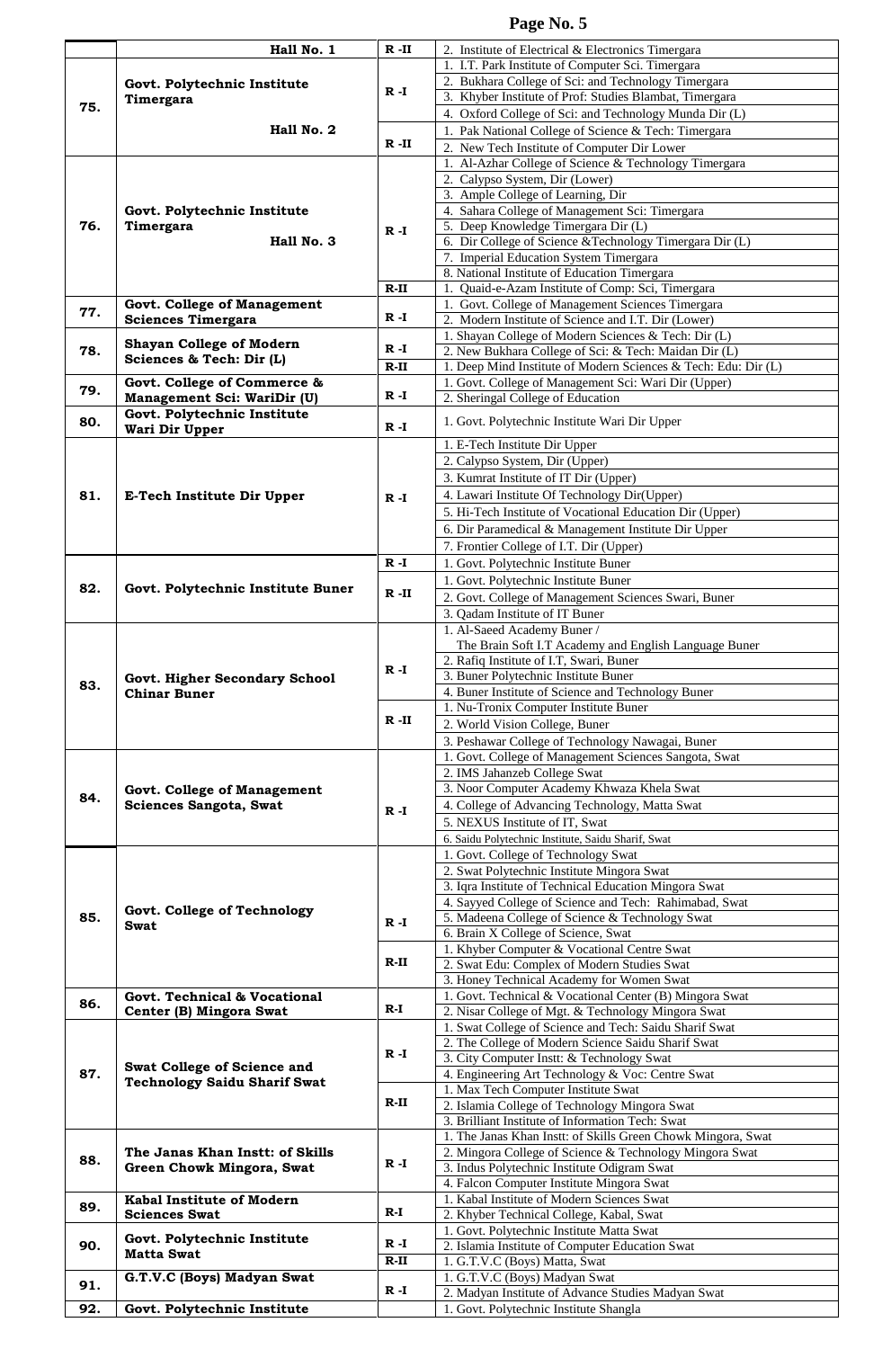| | | | |
|---|---|---|---|
| | Hall No. 1 | R -II | 2. Institute of Electrical & Electronics Timergara |
| 75. | Govt. Polytechnic Institute Timergara | R -I | 1. I.T. Park Institute of Computer Sci. Timergara |
| | | | 2. Bukhara College of Sci: and Technology Timergara |
| | | | 3. Khyber Institute of Prof: Studies Blambat, Timergara |
| | | | 4. Oxford College of Sci: and Technology Munda Dir (L) |
| | Hall No. 2 | R -II | 1. Pak National College of Science & Tech: Timergara |
| | | | 2. New Tech Institute of Computer Dir Lower |
| 76. | Govt. Polytechnic Institute Timergara Hall No. 3 | R -I | 1. Al-Azhar College of Science & Technology Timergara |
| | | | 2. Calypso System, Dir (Lower) |
| | | | 3. Ample College of Learning, Dir |
| | | | 4. Sahara College of Management Sci: Timergara |
| | | | 5. Deep Knowledge Timergara Dir (L) |
| | | | 6. Dir College of Science &Technology Timergara Dir (L) |
| | | | 7. Imperial Education System Timergara |
| | | | 8. National Institute of Education Timergara |
| | | R-II | 1. Quaid-e-Azam Institute of Comp: Sci, Timergara |
| 77. | Govt. College of Management Sciences Timergara | R -I | 1. Govt. College of Management Sciences Timergara |
| | | | 2. Modern Institute of Science and I.T. Dir (Lower) |
| 78. | Shayan College of Modern Sciences & Tech: Dir (L) | R -I | 1. Shayan College of Modern Sciences & Tech: Dir (L) |
| | | | 2. New Bukhara College of Sci: & Tech: Maidan Dir (L) |
| | | R-II | 1. Deep Mind Institute of Modern Sciences & Tech: Edu: Dir (L) |
| 79. | Govt. College of Commerce & Management Sci: WariDir (U) | R -I | 1. Govt. College of Management Sci: Wari Dir (Upper) |
| | | | 2. Sheringal College of Education |
| 80. | Govt. Polytechnic Institute Wari Dir Upper | R -I | 1. Govt. Polytechnic Institute Wari Dir Upper |
| 81. | E-Tech Institute Dir Upper | R -I | 1. E-Tech Institute Dir Upper |
| | | | 2. Calypso System, Dir (Upper) |
| | | | 3. Kumrat Institute of IT Dir (Upper) |
| | | | 4. Lawari Institute Of Technology Dir(Upper) |
| | | | 5. Hi-Tech Institute of Vocational Education Dir (Upper) |
| | | | 6. Dir Paramedical & Management Institute Dir Upper |
| | | | 7. Frontier College of I.T. Dir (Upper) |
| 82. | Govt. Polytechnic Institute Buner | R -I | 1. Govt. Polytechnic Institute Buner |
| | | R -II | 1. Govt. Polytechnic Institute Buner |
| | | | 2. Govt. College of Management Sciences Swari, Buner |
| | | | 3. Qadam Institute of IT Buner |
| 83. | Govt. Higher Secondary School Chinar Buner | R -I | 1. Al-Saeed Academy Buner / The Brain Soft I.T Academy and English Language Buner |
| | | | 2. Rafiq Institute of I.T, Swari, Buner |
| | | | 3. Buner Polytechnic Institute Buner |
| | | | 4. Buner Institute of Science and Technology Buner |
| | | R -II | 1. Nu-Tronix Computer Institute Buner |
| | | | 2. World Vision College, Buner |
| | | | 3. Peshawar College of Technology Nawagai, Buner |
| 84. | Govt. College of Management Sciences Sangota, Swat | R -I | 1. Govt. College of Management Sciences Sangota, Swat |
| | | | 2. IMS Jahanzeb College Swat |
| | | | 3. Noor Computer Academy Khwaza Khela Swat |
| | | | 4. College of Advancing Technology, Matta Swat |
| | | | 5. NEXUS Institute of IT, Swat |
| | | | 6. Saidu Polytechnic Institute, Saidu Sharif, Swat |
| 85. | Govt. College of Technology Swat | R -I | 1. Govt. College of Technology Swat |
| | | | 2. Swat Polytechnic Institute Mingora Swat |
| | | | 3. Iqra Institute of Technical Education Mingora Swat |
| | | | 4. Sayyed College of Science and Tech: Rahimabad, Swat |
| | | | 5. Madeena College of Science & Technology Swat |
| | | | 6. Brain X College of Science, Swat |
| | | R-II | 1. Khyber Computer & Vocational Centre Swat |
| | | | 2. Swat Edu: Complex of Modern Studies Swat |
| | | | 3. Honey Technical Academy for Women Swat |
| 86. | Govt. Technical & Vocational Center (B) Mingora Swat | R-I | 1. Govt. Technical & Vocational Center (B) Mingora Swat |
| | | | 2. Nisar College of Mgt. & Technology Mingora Swat |
| 87. | Swat College of Science and Technology Saidu Sharif Swat | R -I | 1. Swat College of Science and Tech: Saidu Sharif Swat |
| | | | 2. The College of Modern Science Saidu Sharif Swat |
| | | | 3. City Computer Instt: & Technology Swat |
| | | | 4. Engineering Art Technology & Voc: Centre Swat |
| | | R-II | 1. Max Tech Computer Institute Swat |
| | | | 2. Islamia College of Technology Mingora Swat |
| | | | 3. Brilliant Institute of Information Tech: Swat |
| 88. | The Janas Khan Instt: of Skills Green Chowk Mingora, Swat | R -I | 1. The Janas Khan Instt: of Skills Green Chowk Mingora, Swat |
| | | | 2. Mingora College of Science & Technology Mingora Swat |
| | | | 3. Indus Polytechnic Institute Odigram Swat |
| | | | 4. Falcon Computer Institute Mingora Swat |
| 89. | Kabal Institute of Modern Sciences Swat | R-I | 1. Kabal Institute of Modern Sciences Swat |
| | | | 2. Khyber Technical College, Kabal, Swat |
| 90. | Govt. Polytechnic Institute Matta Swat | R -I | 1. Govt. Polytechnic Institute Matta Swat |
| | | | 2. Islamia Institute of Computer Education Swat |
| | | R-II | 1. G.T.V.C (Boys) Matta, Swat |
| 91. | G.T.V.C (Boys) Madyan Swat | R -I | 1. G.T.V.C (Boys) Madyan Swat |
| | | | 2. Madyan Institute of Advance Studies Madyan Swat |
| 92. | Govt. Polytechnic Institute | | 1. Govt. Polytechnic Institute Shangla |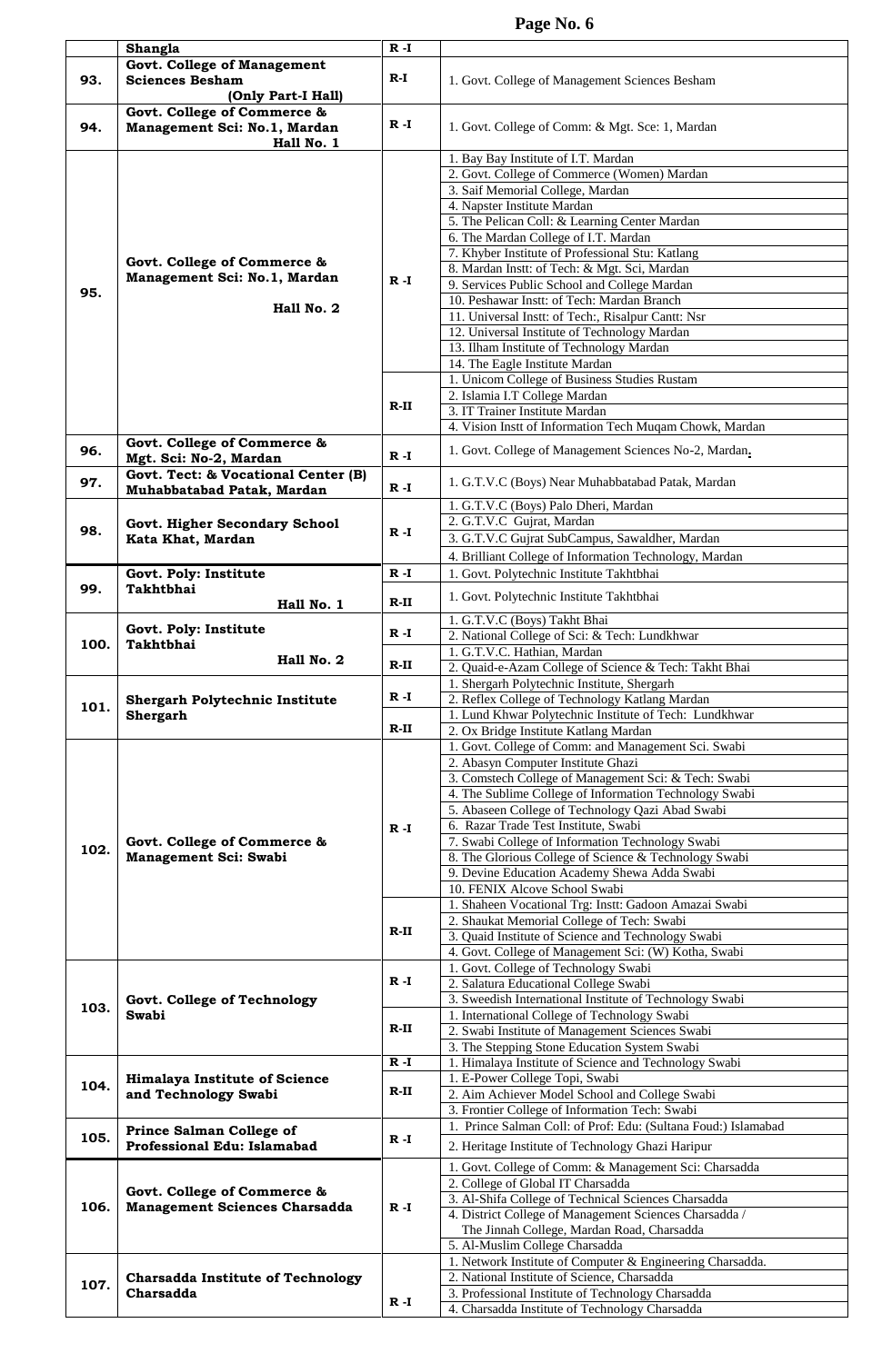| | | | |
|---|---|---|---|
| | **Shangla** | **R -I** | |
| **93.** | **Govt. College of Management Sciences Besham (Only Part-I Hall)** | **R-I** | 1. Govt. College of Management Sciences Besham |
| **94.** | **Govt. College of Commerce & Management Sci: No.1, Mardan Hall No. 1** | **R -I** | 1. Govt. College of Comm: & Mgt. Sce: 1, Mardan |
| **95.** | **Govt. College of Commerce & Management Sci: No.1, Mardan Hall No. 2** | **R -I** | 1. Bay Bay Institute of I.T. Mardan |
| | | | 2. Govt. College of Commerce (Women) Mardan |
| | | | 3. Saif Memorial College, Mardan |
| | | | 4. Napster Institute Mardan |
| | | | 5. The Pelican Coll: & Learning Center Mardan |
| | | | 6. The Mardan College of I.T. Mardan |
| | | | 7. Khyber Institute of Professional Stu: Katlang |
| | | | 8. Mardan Instt: of Tech: & Mgt. Sci, Mardan |
| | | | 9. Services Public School and College Mardan |
| | | | 10. Peshawar Instt: of Tech: Mardan Branch |
| | | | 11. Universal Instt: of Tech:, Risalpur Cantt: Nsr |
| | | | 12. Universal Institute of Technology Mardan |
| | | | 13. Ilham Institute of Technology Mardan |
| | | | 14. The Eagle Institute Mardan |
| | | **R-II** | 1. Unicom College of Business Studies Rustam |
| | | | 2. Islamia I.T College Mardan |
| | | | 3. IT Trainer Institute Mardan |
| | | | 4. Vision Instt of Information Tech Muqam Chowk, Mardan |
| **96.** | **Govt. College of Commerce & Mgt. Sci: No-2, Mardan** | **R -I** | 1. Govt. College of Management Sciences No-2, Mardan. |
| **97.** | **Govt. Tect: & Vocational Center (B) Muhabbatabad Patak, Mardan** | **R -I** | 1. G.T.V.C (Boys) Near Muhabbatabad Patak, Mardan |
| **98.** | **Govt. Higher Secondary School Kata Khat, Mardan** | **R -I** | 1. G.T.V.C (Boys) Palo Dheri, Mardan |
| | | | 2. G.T.V.C Gujrat, Mardan |
| | | | 3. G.T.V.C Gujrat SubCampus, Sawaldher, Mardan |
| | | | 4. Brilliant College of Information Technology, Mardan |
| **99.** | **Govt. Poly: Institute Takhtbhai Hall No. 1** | **R -I** | 1. Govt. Polytechnic Institute Takhtbhai |
| | | **R-II** | 1. Govt. Polytechnic Institute Takhtbhai |
| **100.** | **Govt. Poly: Institute Takhtbhai Hall No. 2** | **R -I** | 1. G.T.V.C (Boys) Takht Bhai |
| | | | 2. National College of Sci: & Tech: Lundkhwar |
| | | **R-II** | 1. G.T.V.C. Hathian, Mardan |
| | | | 2. Quaid-e-Azam College of Science & Tech: Takht Bhai |
| **101.** | **Shergarh Polytechnic Institute Shergarh** | **R -I** | 1. Shergarh Polytechnic Institute, Shergarh |
| | | | 2. Reflex College of Technology Katlang Mardan |
| | | **R-II** | 1. Lund Khwar Polytechnic Institute of Tech: Lundkhwar |
| | | | 2. Ox Bridge Institute Katlang Mardan |
| **102.** | **Govt. College of Commerce & Management Sci: Swabi** | **R -I** | 1. Govt. College of Comm: and Management Sci. Swabi |
| | | | 2. Abasyn Computer Institute Ghazi |
| | | | 3. Comstech College of Management Sci: & Tech: Swabi |
| | | | 4. The Sublime College of Information Technology Swabi |
| | | | 5. Abaseen College of Technology Qazi Abad Swabi |
| | | | 6. Razar Trade Test Institute, Swabi |
| | | | 7. Swabi College of Information Technology Swabi |
| | | | 8. The Glorious College of Science & Technology Swabi |
| | | | 9. Devine Education Academy Shewa Adda Swabi |
| | | | 10. FENIX Alcove School Swabi |
| | | **R-II** | 1. Shaheen Vocational Trg: Instt: Gadoon Amazai Swabi |
| | | | 2. Shaukat Memorial College of Tech: Swabi |
| | | | 3. Quaid Institute of Science and Technology Swabi |
| | | | 4. Govt. College of Management Sci: (W) Kotha, Swabi |
| **103.** | **Govt. College of Technology Swabi** | **R -I** | 1. Govt. College of Technology Swabi |
| | | | 2. Salatura Educational College Swabi |
| | | | 3. Sweedish International Institute of Technology Swabi |
| | | **R-II** | 1. International College of Technology Swabi |
| | | | 2. Swabi Institute of Management Sciences Swabi |
| | | | 3. The Stepping Stone Education System Swabi |
| **104.** | **Himalaya Institute of Science and Technology Swabi** | **R -I** | 1. Himalaya Institute of Science and Technology Swabi |
| | | **R-II** | 1. E-Power College Topi, Swabi |
| | | | 2. Aim Achiever Model School and College Swabi |
| | | | 3. Frontier College of Information Tech: Swabi |
| **105.** | **Prince Salman College of Professional Edu: Islamabad** | **R -I** | 1. Prince Salman Coll: of Prof: Edu: (Sultana Foud:) Islamabad |
| | | | 2. Heritage Institute of Technology Ghazi Haripur |
| **106.** | **Govt. College of Commerce & Management Sciences Charsadda** | **R -I** | 1. Govt. College of Comm: & Management Sci: Charsadda |
| | | | 2. College of Global IT Charsadda |
| | | | 3. Al-Shifa College of Technical Sciences Charsadda |
| | | | 4. District College of Management Sciences Charsadda / The Jinnah College, Mardan Road, Charsadda |
| | | | 5. Al-Muslim College Charsadda |
| **107.** | **Charsadda Institute of Technology Charsadda** | **R -I** | 1. Network Institute of Computer & Engineering Charsadda. |
| | | | 2. National Institute of Science, Charsadda |
| | | | 3. Professional Institute of Technology Charsadda |
| | | | 4. Charsadda Institute of Technology Charsadda |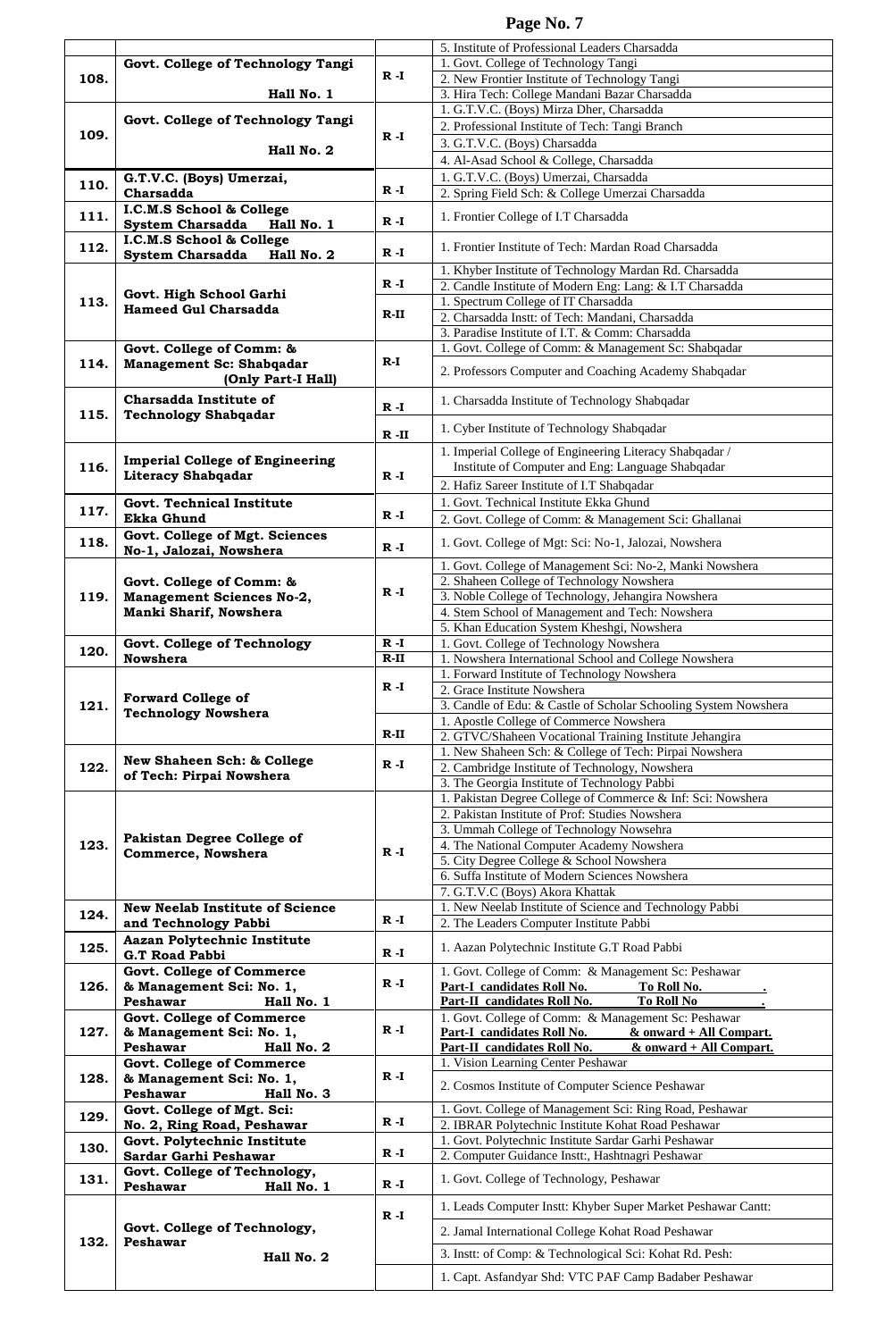| | | | |
|---|---|---|---|
| | | | 5. Institute of Professional Leaders Charsadda |
| **108.** | **Govt. College of Technology Tangi Hall No. 1** | **R -I** | 1. Govt. College of Technology Tangi |
| | | | 2. New Frontier Institute of Technology Tangi |
| | | | 3. Hira Tech: College Mandani Bazar Charsadda |
| **109.** | **Govt. College of Technology Tangi Hall No. 2** | **R -I** | 1. G.T.V.C. (Boys) Mirza Dher, Charsadda |
| | | | 2. Professional Institute of Tech: Tangi Branch |
| | | | 3. G.T.V.C. (Boys) Charsadda |
| | | | 4. Al-Asad School & College, Charsadda |
| **110.** | **G.T.V.C. (Boys) Umerzai, Charsadda** | **R -I** | 1. G.T.V.C. (Boys) Umerzai, Charsadda |
| | | | 2. Spring Field Sch: & College Umerzai Charsadda |
| **111.** | **I.C.M.S School & College System Charsadda Hall No. 1** | **R -I** | 1. Frontier College of I.T Charsadda |
| **112.** | **I.C.M.S School & College System Charsadda Hall No. 2** | **R -I** | 1. Frontier Institute of Tech: Mardan Road Charsadda |
| **113.** | **Govt. High School Garhi Hameed Gul Charsadda** | **R -I** | 1. Khyber Institute of Technology Mardan Rd. Charsadda |
| | | | 2. Candle Institute of Modern Eng: Lang: & I.T Charsadda |
| | | **R-II** | 1. Spectrum College of IT Charsadda |
| | | | 2. Charsadda Instt: of Tech: Mandani, Charsadda |
| | | | 3. Paradise Institute of I.T. & Comm: Charsadda |
| **114.** | **Govt. College of Comm: & Management Sc: Shabqadar (Only Part-I Hall)** | **R-I** | 1. Govt. College of Comm: & Management Sc: Shabqadar |
| | | | 2. Professors Computer and Coaching Academy Shabqadar |
| **115.** | **Charsadda Institute of Technology Shabqadar** | **R -I** | 1. Charsadda Institute of Technology Shabqadar |
| | | **R -II** | 1. Cyber Institute of Technology Shabqadar |
| **116.** | **Imperial College of Engineering Literacy Shabqadar** | **R -I** | 1. Imperial College of Engineering Literacy Shabqadar / Institute of Computer and Eng: Language Shabqadar |
| | | | 2. Hafiz Sareer Institute of I.T Shabqadar |
| **117.** | **Govt. Technical Institute Ekka Ghund** | **R -I** | 1. Govt. Technical Institute Ekka Ghund |
| | | | 2. Govt. College of Comm: & Management Sci: Ghallanai |
| **118.** | **Govt. College of Mgt. Sciences No-1, Jalozai, Nowshera** | **R -I** | 1. Govt. College of Mgt: Sci: No-1, Jalozai, Nowshera |
| **119.** | **Govt. College of Comm: & Management Sciences No-2, Manki Sharif, Nowshera** | **R -I** | 1. Govt. College of Management Sci: No-2, Manki Nowshera |
| | | | 2. Shaheen College of Technology Nowshera |
| | | | 3. Noble College of Technology, Jehangira Nowshera |
| | | | 4. Stem School of Management and Tech: Nowshera |
| | | | 5. Khan Education System Kheshgi, Nowshera |
| **120.** | **Govt. College of Technology Nowshera** | **R -I** | 1. Govt. College of Technology Nowshera |
| | | **R-II** | 1. Nowshera International School and College Nowshera |
| **121.** | **Forward College of Technology Nowshera** | **R -I** | 1. Forward Institute of Technology Nowshera |
| | | | 2. Grace Institute Nowshera |
| | | | 3. Candle of Edu: & Castle of Scholar Schooling System Nowshera |
| | | **R-II** | 1. Apostle College of Commerce Nowshera |
| | | | 2. GTVC/Shaheen Vocational Training Institute Jehangira |
| **122.** | **New Shaheen Sch: & College of Tech: Pirpai Nowshera** | **R -I** | 1. New Shaheen Sch: & College of Tech: Pirpai Nowshera |
| | | | 2. Cambridge Institute of Technology, Nowshera |
| | | | 3. The Georgia Institute of Technology Pabbi |
| **123.** | **Pakistan Degree College of Commerce, Nowshera** | **R -I** | 1. Pakistan Degree College of Commerce & Inf: Sci: Nowshera |
| | | | 2. Pakistan Institute of Prof: Studies Nowshera |
| | | | 3. Ummah College of Technology Nowsehra |
| | | | 4. The National Computer Academy Nowshera |
| | | | 5. City Degree College & School Nowshera |
| | | | 6. Suffa Institute of Modern Sciences Nowshera |
| | | | 7. G.T.V.C (Boys) Akora Khattak |
| **124.** | **New Neelab Institute of Science and Technology Pabbi** | **R -I** | 1. New Neelab Institute of Science and Technology Pabbi |
| | | | 2. The Leaders Computer Institute Pabbi |
| **125.** | **Aazan Polytechnic Institute G.T Road Pabbi** | **R -I** | 1. Aazan Polytechnic Institute G.T Road Pabbi |
| **126.** | **Govt. College of Commerce & Management Sci: No. 1, Peshawar Hall No. 1** | **R -I** | 1. Govt. College of Comm: & Management Sc: Peshawar |
| | | | **Part-I candidates Roll No. To Roll No. .** |
| | | | **Part-II candidates Roll No. To Roll No .** |
| **127.** | **Govt. College of Commerce & Management Sci: No. 1, Peshawar Hall No. 2** | **R -I** | 1. Govt. College of Comm: & Management Sc: Peshawar |
| | | | **Part-I candidates Roll No. & onward + All Compart.** |
| | | | **Part-II candidates Roll No. & onward + All Compart.** |
| **128.** | **Govt. College of Commerce & Management Sci: No. 1, Peshawar Hall No. 3** | **R -I** | 1. Vision Learning Center Peshawar |
| | | | 2. Cosmos Institute of Computer Science Peshawar |
| **129.** | **Govt. College of Mgt. Sci: No. 2, Ring Road, Peshawar** | **R -I** | 1. Govt. College of Management Sci: Ring Road, Peshawar |
| | | | 2. IBRAR Polytechnic Institute Kohat Road Peshawar |
| **130.** | **Govt. Polytechnic Institute Sardar Garhi Peshawar** | **R -I** | 1. Govt. Polytechnic Institute Sardar Garhi Peshawar |
| | | | 2. Computer Guidance Instt:, Hashtnagri Peshawar |
| **131.** | **Govt. College of Technology, Peshawar Hall No. 1** | **R -I** | 1. Govt. College of Technology, Peshawar |
| **132.** | **Govt. College of Technology, Peshawar Hall No. 2** | **R -I** | 1. Leads Computer Instt: Khyber Super Market Peshawar Cantt: |
| | | | 2. Jamal International College Kohat Road Peshawar |
| | | | 3. Instt: of Comp: & Technological Sci: Kohat Rd. Pesh: |
| | | | 1. Capt. Asfandyar Shd: VTC PAF Camp Badaber Peshawar |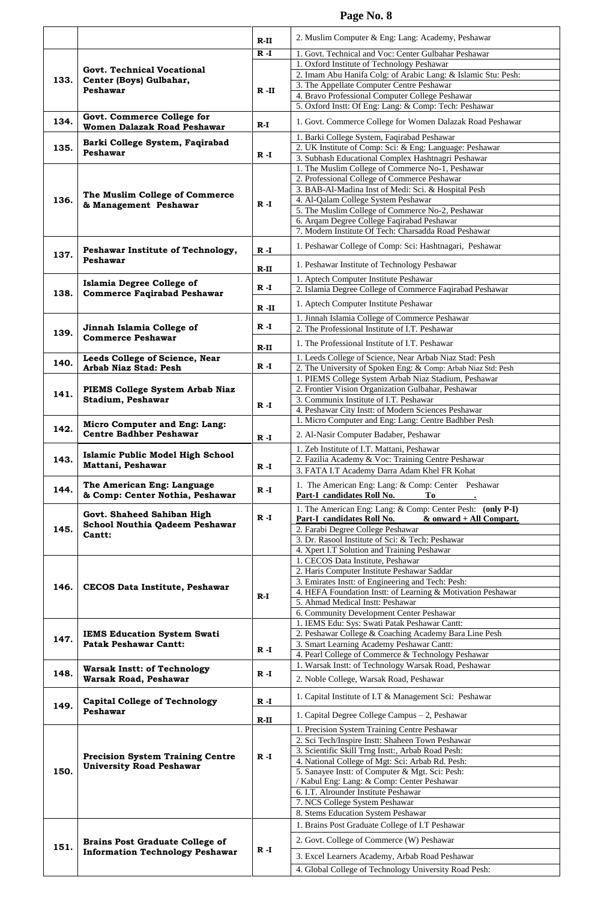| | | | |
|---|---|---|---|
| | | R-II | 2. Muslim Computer & Eng: Lang: Academy, Peshawar |
| 133. | **Govt. Technical Vocational Center (Boys) Gulbahar, Peshawar** | R -I | 1. Govt. Technical and Voc: Center Gulbahar Peshawar |
| | | R -II | 1. Oxford Institute of Technology Peshawar |
| | | | 2. Imam Abu Hanifa Colg: of Arabic Lang: & Islamic Stu: Pesh: |
| | | | 3. The Appellate Computer Centre Peshawar |
| | | | 4. Bravo Professional Computer College Peshawar |
| | | | 5. Oxford Instt: Of Eng: Lang: & Comp: Tech: Peshawar |
| 134. | **Govt. Commerce College for Women Dalazak Road Peshawar** | R-I | 1. Govt. Commerce College for Women Dalazak Road Peshawar |
| 135. | **Barki College System, Faqirabad Peshawar** | R -I | 1. Barki College System, Faqirabad Peshawar |
| | | | 2. UK Institute of Comp: Sci: & Eng: Language: Peshawar |
| | | | 3. Subhash Educational Complex Hashtnagri Peshawar |
| 136. | **The Muslim College of Commerce & Management Peshawar** | R -I | 1. The Muslim College of Commerce No-1, Peshawar |
| | | | 2. Professional College of Commerce Peshawar |
| | | | 3. BAB-Al-Madina Inst of Medi: Sci. & Hospital Pesh |
| | | | 4. Al-Qalam College System Peshawar |
| | | | 5. The Muslim College of Commerce No-2, Peshawar |
| | | | 6. Arqam Degree College Faqirabad Peshawar |
| | | | 7. Modern Institute Of Tech: Charsadda Road Peshawar |
| 137. | **Peshawar Institute of Technology, Peshawar** | R -I | 1. Peshawar College of Comp: Sci: Hashtnagari, Peshawar |
| | | R-II | 1. Peshawar Institute of Technology Peshawar |
| 138. | **Islamia Degree College of Commerce Faqirabad Peshawar** | R -I | 1. Aptech Computer Institute Peshawar |
| | | | 2. Islamia Degree College of Commerce Faqirabad Peshawar |
| | | R -II | 1. Aptech Computer Institute Peshawar |
| 139. | **Jinnah Islamia College of Commerce Peshawar** | R -I | 1. Jinnah Islamia College of Commerce Peshawar |
| | | | 2. The Professional Institute of I.T. Peshawar |
| | | R-II | 1. The Professional Institute of I.T. Peshawar |
| 140. | **Leeds College of Science, Near Arbab Niaz Stad: Pesh** | R -I | 1. Leeds College of Science, Near Arbab Niaz Stad: Pesh |
| | | | 2. The University of Spoken Eng: & Comp: Arbab Niaz Std: Pesh |
| 141. | **PIEMS College System Arbab Niaz Stadium, Peshawar** | R -I | 1. PIEMS College System Arbab Niaz Stadium, Peshawar |
| | | | 2. Frontier Vision Organization Gulbahar, Peshawar |
| | | | 3. Communix Institute of I.T. Peshawar |
| | | | 4. Peshawar City Instt: of Modern Sciences Peshawar |
| 142. | **Micro Computer and Eng: Lang: Centre Badhber Peshawar** | R -I | 1. Micro Computer and Eng: Lang: Centre Badhber Pesh |
| | | | 2. Al-Nasir Computer Badaber, Peshawar |
| 143. | **Islamic Public Model High School Mattani, Peshawar** | R -I | 1. Zeb Institute of I.T. Mattani, Peshawar |
| | | | 2. Fazilia Academy & Voc: Training Centre Peshawar |
| | | | 3. FATA I.T Academy Darra Adam Khel FR Kohat |
| 144. | **The American Eng: Language & Comp: Center Nothia, Peshawar** | R -I | 1. The American Eng: Lang: & Comp: Center Peshawar **Part-I candidates Roll No. To .** |
| 145. | **Govt. Shaheed Sahiban High School Nouthia Qadeem Peshawar Cantt:** | R -I | 1. The American Eng: Lang: & Comp: Center Pesh: **(only P-I) Part-I candidates Roll No. & onward + All Compart.** |
| | | | 2. Farabi Degree College Peshawar |
| | | | 3. Dr. Rasool Institute of Sci: & Tech: Peshawar |
| | | | 4. Xpert I.T Solution and Training Peshawar |
| 146. | **CECOS Data Institute, Peshawar** | R-I | 1. CECOS Data Institute, Peshawar |
| | | | 2. Haris Computer Institute Peshawar Saddar |
| | | | 3. Emirates Instt: of Engineering and Tech: Pesh: |
| | | | 4. HEFA Foundation Instt: of Learning & Motivation Peshawar |
| | | | 5. Ahmad Medical Instt: Peshawar |
| | | | 6. Community Development Center Peshawar |
| 147. | **IEMS Education System Swati Patak Peshawar Cantt:** | R -I | 1. IEMS Edu: Sys: Swati Patak Peshawar Cantt: |
| | | | 2. Peshawar College & Coaching Academy Bara Line Pesh |
| | | | 3. Smart Learning Academy Peshawar Cantt: |
| | | | 4. Pearl College of Commerce & Technology Peshawar |
| 148. | **Warsak Instt: of Technology Warsak Road, Peshawar** | R -I | 1. Warsak Instt: of Technology Warsak Road, Peshawar |
| | | | 2. Noble College, Warsak Road, Peshawar |
| 149. | **Capital College of Technology Peshawar** | R -I | 1. Capital Institute of I.T & Management Sci: Peshawar |
| | | R-II | 1. Capital Degree College Campus – 2, Peshawar |
| 150. | **Precision System Training Centre University Road Peshawar** | R -I | 1. Precision System Training Centre Peshawar |
| | | | 2. Sci Tech/Inspire Instt: Shaheen Town Peshawar |
| | | | 3. Scientific Skill Trng Instt:, Arbab Road Pesh: |
| | | | 4. National College of Mgt: Sci: Arbab Rd. Pesh: |
| | | | 5. Sanayee Instt: of Computer & Mgt. Sci: Pesh: / Kabul Eng: Lang: & Comp: Center Peshawar |
| | | | 6. I.T. Alrounder Institute Peshawar |
| | | | 7. NCS College System Peshawar |
| | | | 8. Stems Education System Peshawar |
| 151. | **Brains Post Graduate College of Information Technology Peshawar** | R -I | 1. Brains Post Graduate College of I.T Peshawar |
| | | | 2. Govt. College of Commerce (W) Peshawar |
| | | | 3. Excel Learners Academy, Arbab Road Peshawar |
| | | | 4. Global College of Technology University Road Pesh: |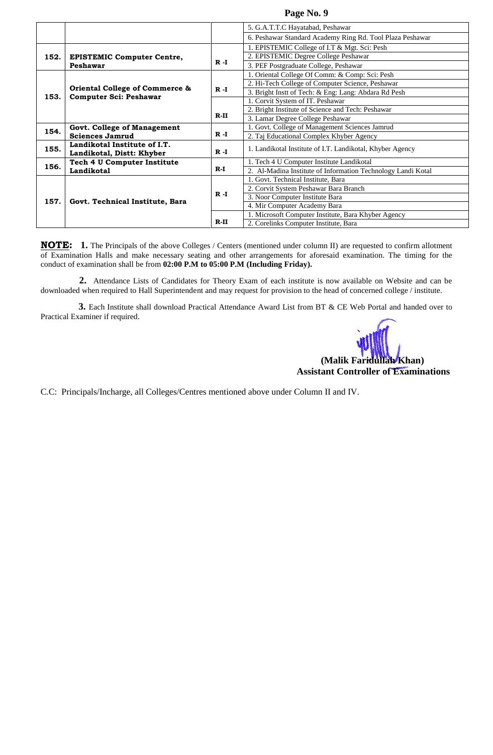| | | | |
|---|---|---|---|
| | | | 5. G.A.T.T.C Hayatabad, Peshawar |
| | | | 6. Peshawar Standard Academy Ring Rd. Tool Plaza Peshawar |
| **152.** | **EPISTEMIC Computer Centre, Peshawar** | **R -I** | 1. EPISTEMIC College of I.T & Mgt. Sci: Pesh |
| | | | 2. EPISTEMIC Degree College Peshawar |
| | | | 3. PEF Postgraduate College, Peshawar |
| **153.** | **Oriental College of Commerce & Computer Sci: Peshawar** | **R -I** | 1. Oriental College Of Comm: & Comp: Sci: Pesh |
| | | | 2. Hi-Tech College of Computer Science, Peshawar |
| | | | 3. Bright Instt of Tech: & Eng: Lang: Abdara Rd Pesh |
| | | **R-II** | 1. Corvit System of IT. Peshawar |
| | | | 2. Bright Institute of Science and Tech: Peshawar |
| | | | 3. Lamar Degree College Peshawar |
| **154.** | **Govt. College of Management Sciences Jamrud** | **R -I** | 1. Govt. College of Management Sciences Jamrud |
| | | | 2. Taj Educational Complex Khyber Agency |
| **155.** | **Landikotal Institute of I.T. Landikotal, Distt: Khyber** | **R -I** | 1. Landikotal Institute of I.T. Landikotal, Khyber Agency |
| **156.** | **Tech 4 U Computer Institute Landikotal** | **R-I** | 1. Tech 4 U Computer Institute Landikotal |
| | | | 2. Al-Madina Institute of Information Technology Landi Kotal |
| **157.** | **Govt. Technical Institute, Bara** | **R -I** | 1. Govt. Technical Institute, Bara |
| | | | 2. Corvit System Peshawar Bara Branch |
| | | | 3. Noor Computer Institute Bara |
| | | | 4. Mir Computer Academy Bara |
| | | **R-II** | 1. Microsoft Computer Institute, Bara Khyber Agency |
| | | | 2. Corelinks Computer Institute, Bara |

**NOTE: 1.** The Principals of the above Colleges / Centers (mentioned under column II) are requested to confirm allotment of Examination Halls and make necessary seating and other arrangements for aforesaid examination. The timing for the conduct of examination shall be from **02:00 P.M to 05:00 P.M (Including Friday).**

**2.** Attendance Lists of Candidates for Theory Exam of each institute is now available on Website and can be downloaded when required to Hall Superintendent and may request for provision to the head of concerned college / institute.

**3.** Each Institute shall download Practical Attendance Award List from BT & CE Web Portal and handed over to Practical Examiner if required.

**(Malik Faridullah Khan)**
**Assistant Controller of Examinations**

C.C: Principals/Incharge, all Colleges/Centres mentioned above under Column II and IV.